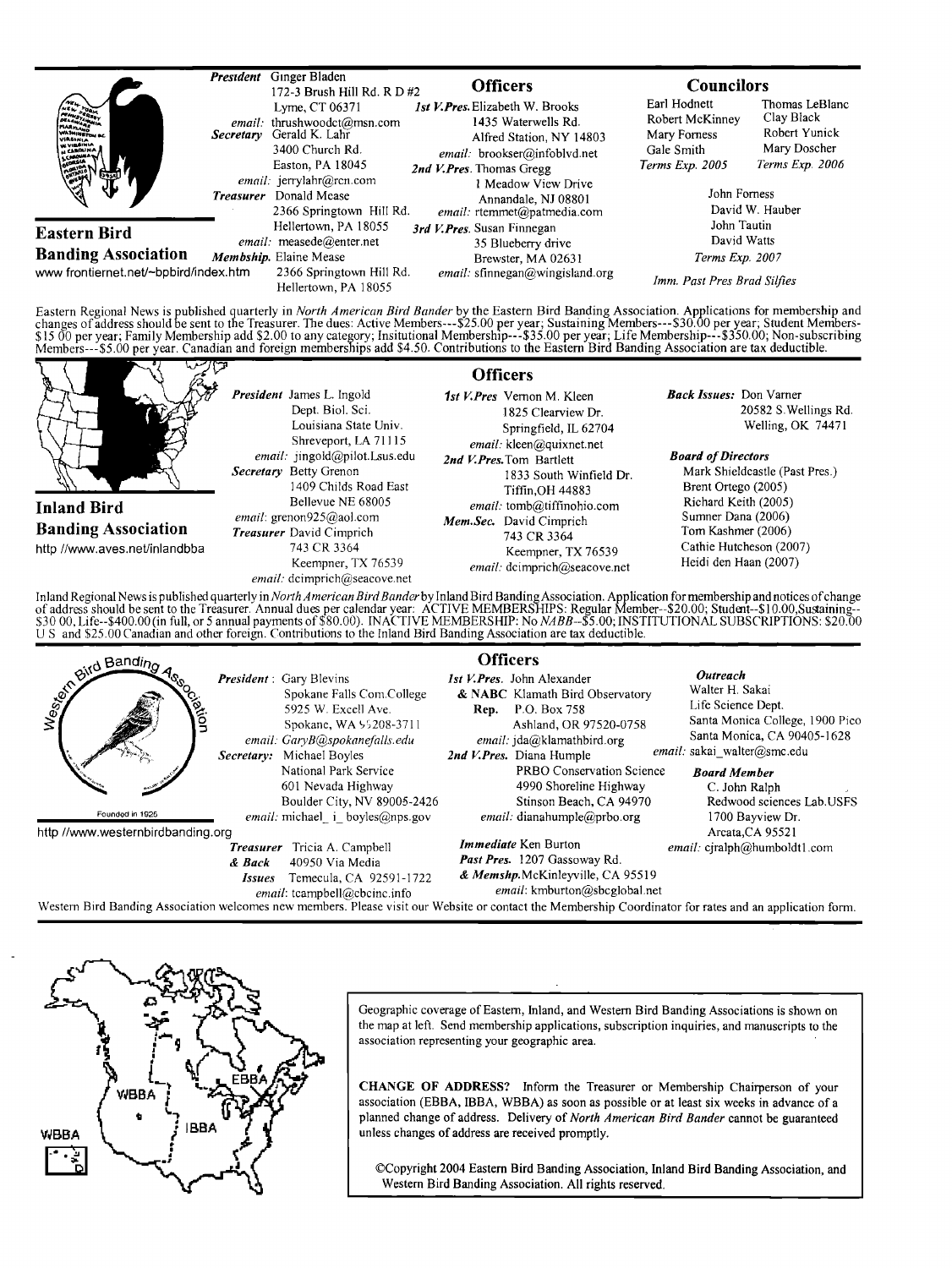## Eastern Bird Banding Association

www frontiernet.net/~bpbird/index.htm

**President** Ginger Bladen
172-3 Brush Hill Rd. R D #2
Lyme, CT 06371
*email:* thrushwoodct@msn.com

**Secretary** Gerald K. Lahr
3400 Church Rd.
Easton, PA 18045
*email:* jerrylahr@rcn.com

**Treasurer** Donald Mease
2366 Springtown Hill Rd.
Hellertown, PA 18055
*email:* measede@enter.net

**Membship.** Elaine Mease
2366 Springtown Hill Rd.
Hellertown, PA 18055

### Officers

***1st V.Pres.*** Elizabeth W. Brooks
1435 Waterwells Rd.
Alfred Station, NY 14803
*email:* brookser@infoblvd.net

***2nd V.Pres.*** Thomas Gregg
1 Meadow View Drive
Annandale, NJ 08801
*email:* rtemmet@patmedia.com

***3rd V.Pres.*** Susan Finnegan
35 Blueberry drive
Brewster, MA 02631
*email:* sfinnegan@wingisland.org

### Councilors

Earl Hodnett, Robert McKinney, Mary Forness, Gale Smith — *Terms Exp. 2005*

Thomas LeBlanc, Clay Black, Robert Yunick, Mary Doscher — *Terms Exp. 2006*

John Forness, David W. Hauber, John Tautin, David Watts — *Terms Exp. 2007*

*Imm. Past Pres Brad Silfies*

Eastern Regional News is published quarterly in *North American Bird Bander* by the Eastern Bird Banding Association. Applications for membership and changes of address should be sent to the Treasurer. The dues: Active Members---$25.00 per year; Sustaining Members---$30.00 per year; Student Members-$15 00 per year; Family Membership add $2.00 to any category; Insitutional Membership---$35.00 per year; Life Membership---$350.00; Non-subscribing Members---$5.00 per year. Canadian and foreign memberships add $4.50. Contributions to the Eastern Bird Banding Association are tax deductible.

## Inland Bird Banding Association

http //www.aves.net/inlandbba

**President** James L. Ingold
Dept. Biol. Sci.
Louisiana State Univ.
Shreveport, LA 71115
*email:* jingold@pilot.Lsus.edu

**Secretary** Betty Grenon
1409 Childs Road East
Bellevue NE 68005
*email:* grenon925@aol.com

**Treasurer** David Cimprich
743 CR 3364
Keempner, TX 76539
*email:* dcimprich@seacove.net

### Officers

***1st V.Pres*** Vernon M. Kleen
1825 Clearview Dr.
Springfield, IL 62704
*email:* kleen@quixnet.net

***2nd V.Pres.*** Tom Bartlett
1833 South Winfield Dr.
Tiffin,OH 44883
*email:* tomb@tiffinohio.com

***Mem.Sec.*** David Cimprich
743 CR 3364
Keempner, TX 76539
*email:* dcimprich@seacove.net

***Back Issues:*** Don Varner
20582 S.Wellings Rd.
Welling, OK 74471

***Board of Directors***
Mark Shieldcastle (Past Pres.)
Brent Ortego (2005)
Richard Keith (2005)
Sumner Dana (2006)
Tom Kashmer (2006)
Cathie Hutcheson (2007)
Heidi den Haan (2007)

Inland Regional News is published quarterly in *North American Bird Bander* by Inland Bird Banding Association. Application for membership and notices of change of address should be sent to the Treasurer. Annual dues per calendar year: ACTIVE MEMBERSHIPS: Regular Member--$20.00; Student--$10.00,Sustaining--$30 00, Life--$400.00 (in full, or 5 annual payments of $80.00). INACTIVE MEMBERSHIP: No *NABB*--$5.00; INSTITUTIONAL SUBSCRIPTIONS: $20.00 U S and $25.00 Canadian and other foreign. Contributions to the Inland Bird Banding Association are tax deductible.

## Western Bird Banding Association

Founded in 1925

http //www.westernbirdbanding.org

**President:** Gary Blevins
Spokane Falls Com.College
5925 W. Excell Ave.
Spokane, WA 99208-3711
*email:* GaryB@spokanefalls.edu

**Secretary:** Michael Boyles
National Park Service
601 Nevada Highway
Boulder City, NV 89005-2426
*email:* michael_i_boyles@nps.gov

**Treasurer & Back Issues** Tricia A. Campbell
40950 Via Media
Temecula, CA 92591-1722
*email:* tcampbell@cbcinc.info

### Officers

***1st V.Pres. & NABC Rep.*** John Alexander
Klamath Bird Observatory
P.O. Box 758
Ashland, OR 97520-0758
*email:* jda@klamathbird.org

***2nd V.Pres.*** Diana Humple
PRBO Conservation Science
4990 Shoreline Highway
Stinson Beach, CA 94970
*email:* dianahumple@prbo.org

***Immediate Past Pres. & Memshp.*** Ken Burton
1207 Gassoway Rd.
McKinleyville, CA 95519
*email:* kmburton@sbcglobal.net

***Outreach***
Walter H. Sakai
Life Science Dept.
Santa Monica College, 1900 Pico
Santa Monica, CA 90405-1628
*email:* sakai_walter@smc.edu

***Board Member***
C. John Ralph
Redwood sciences Lab.USFS
1700 Bayview Dr.
Arcata,CA 95521
*email:* cjralph@humboldt1.com

Western Bird Banding Association welcomes new members. Please visit our Website or contact the Membership Coordinator for rates and an application form.

---

Geographic coverage of Eastern, Inland, and Western Bird Banding Associations is shown on the map at left. Send membership applications, subscription inquiries, and manuscripts to the association representing your geographic area.

**CHANGE OF ADDRESS?** Inform the Treasurer or Membership Chairperson of your association (EBBA, IBBA, WBBA) as soon as possible or at least six weeks in advance of a planned change of address. Delivery of *North American Bird Bander* cannot be guaranteed unless changes of address are received promptly.

©Copyright 2004 Eastern Bird Banding Association, Inland Bird Banding Association, and Western Bird Banding Association. All rights reserved.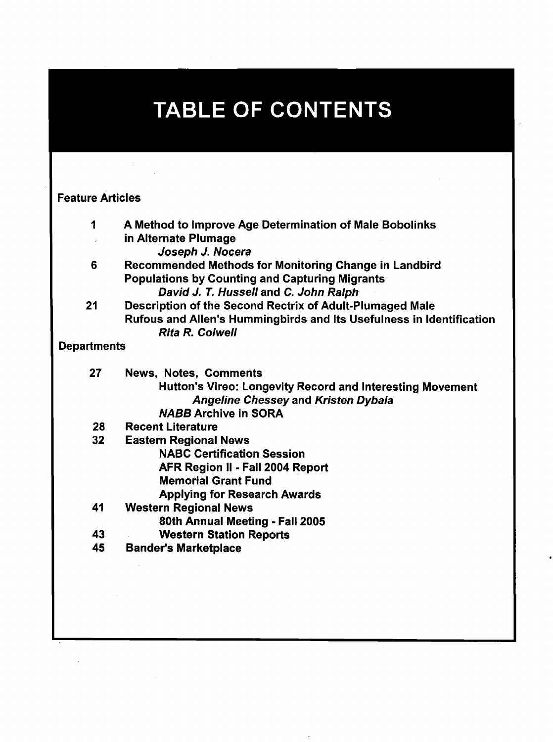# TABLE OF CONTENTS

## Feature Articles

1 **A Method to Improve Age Determination of Male Bobolinks in Alternate Plumage**
*Joseph J. Nocera*

6 **Recommended Methods for Monitoring Change in Landbird Populations by Counting and Capturing Migrants**
*David J. T. Hussell* and *C. John Ralph*

21 **Description of the Second Rectrix of Adult-Plumaged Male Rufous and Allen's Hummingbirds and Its Usefulness in Identification**
*Rita R. Colwell*

## Departments

27 **News, Notes, Comments**
- **Hutton's Vireo: Longevity Record and Interesting Movement**
  *Angeline Chessey* and *Kristen Dybala*
- ***NABB* Archive in SORA**

28 **Recent Literature**

32 **Eastern Regional News**
- **NABC Certification Session**
- **AFR Region II - Fall 2004 Report**
- **Memorial Grant Fund**
- **Applying for Research Awards**

41 **Western Regional News**
- **80th Annual Meeting - Fall 2005**

43 **Western Station Reports**

45 **Bander's Marketplace**